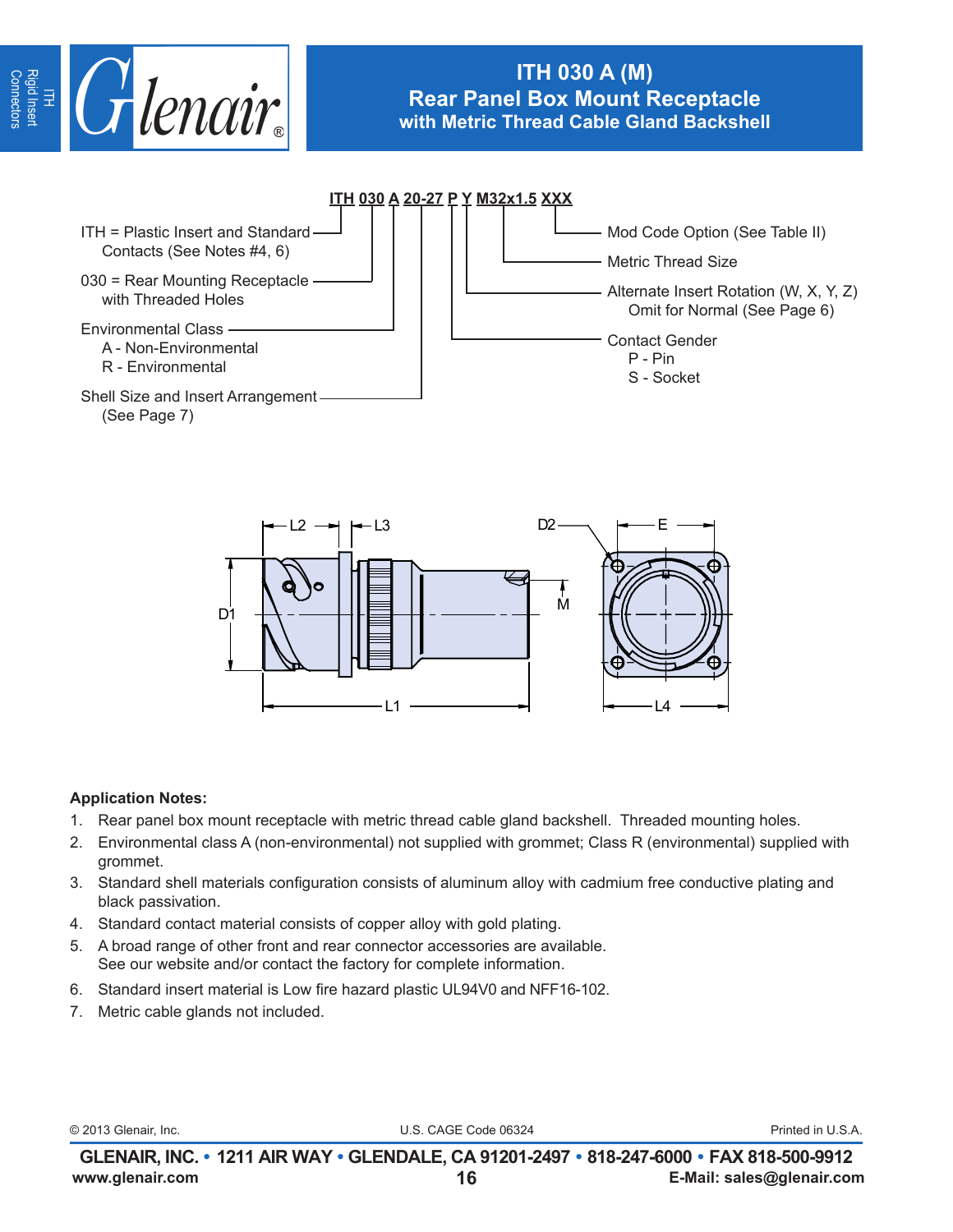# ITH 030 A (M)
## Rear Panel Box Mount Receptacle
### with Metric Thread Cable Gland Backshell

**ITH 030 A 20-27 P Y M32x1.5 XXX**

- ITH = Plastic Insert and Standard Contacts (See Notes #4, 6)
- 030 = Rear Mounting Receptacle with Threaded Holes
- Environmental Class
  - A - Non-Environmental
  - R - Environmental
- Shell Size and Insert Arrangement (See Page 7)
- Contact Gender
  - P - Pin
  - S - Socket
- Alternate Insert Rotation (W, X, Y, Z) Omit for Normal (See Page 6)
- Metric Thread Size
- Mod Code Option (See Table II)

L2 L3 D2 E D1 M L1 L4

**Application Notes:**

1. Rear panel box mount receptacle with metric thread cable gland backshell. Threaded mounting holes.
2. Environmental class A (non-environmental) not supplied with grommet; Class R (environmental) supplied with grommet.
3. Standard shell materials configuration consists of aluminum alloy with cadmium free conductive plating and black passivation.
4. Standard contact material consists of copper alloy with gold plating.
5. A broad range of other front and rear connector accessories are available. See our website and/or contact the factory for complete information.
6. Standard insert material is Low fire hazard plastic UL94V0 and NFF16-102.
7. Metric cable glands not included.

© 2013 Glenair, Inc. U.S. CAGE Code 06324 Printed in U.S.A.

**GLENAIR, INC. • 1211 AIR WAY • GLENDALE, CA 91201-2497 • 818-247-6000 • FAX 818-500-9912**
www.glenair.com **E-Mail: sales@glenair.com**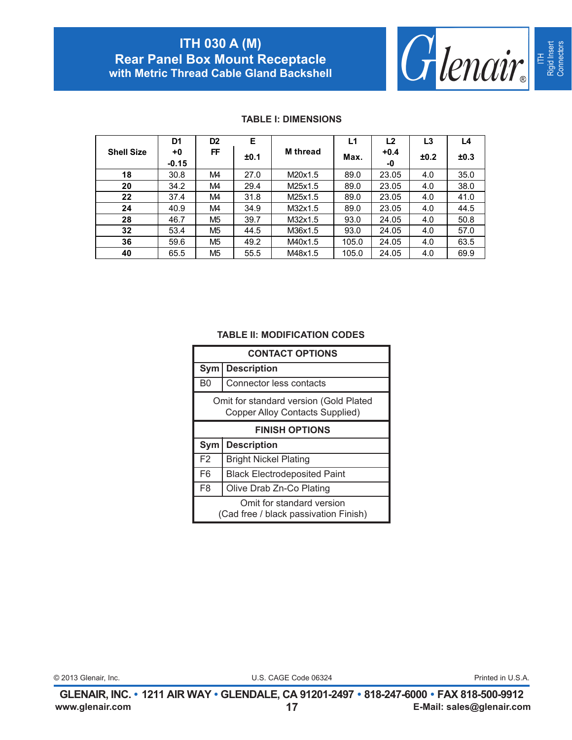# ITH 030 A (M)
## Rear Panel Box Mount Receptacle
### with Metric Thread Cable Gland Backshell

**TABLE I: DIMENSIONS**

| Shell Size | D1 +0 -0.15 | D2 FF | E ±0.1 | M thread | L1 Max. | L2 +0.4 -0 | L3 ±0.2 | L4 ±0.3 |
|---|---|---|---|---|---|---|---|---|
| **18** | 30.8 | M4 | 27.0 | M20x1.5 | 89.0 | 23.05 | 4.0 | 35.0 |
| **20** | 34.2 | M4 | 29.4 | M25x1.5 | 89.0 | 23.05 | 4.0 | 38.0 |
| **22** | 37.4 | M4 | 31.8 | M25x1.5 | 89.0 | 23.05 | 4.0 | 41.0 |
| **24** | 40.9 | M4 | 34.9 | M32x1.5 | 89.0 | 23.05 | 4.0 | 44.5 |
| **28** | 46.7 | M5 | 39.7 | M32x1.5 | 93.0 | 24.05 | 4.0 | 50.8 |
| **32** | 53.4 | M5 | 44.5 | M36x1.5 | 93.0 | 24.05 | 4.0 | 57.0 |
| **36** | 59.6 | M5 | 49.2 | M40x1.5 | 105.0 | 24.05 | 4.0 | 63.5 |
| **40** | 65.5 | M5 | 55.5 | M48x1.5 | 105.0 | 24.05 | 4.0 | 69.9 |

**TABLE II: MODIFICATION CODES**

| CONTACT OPTIONS | |
|---|---|
| **Sym** | **Description** |
| B0 | Connector less contacts |
| Omit for standard version (Gold Plated Copper Alloy Contacts Supplied) | |

| FINISH OPTIONS | |
|---|---|
| **Sym** | **Description** |
| F2 | Bright Nickel Plating |
| F6 | Black Electrodeposited Paint |
| F8 | Olive Drab Zn-Co Plating |
| Omit for standard version (Cad free / black passivation Finish) | |